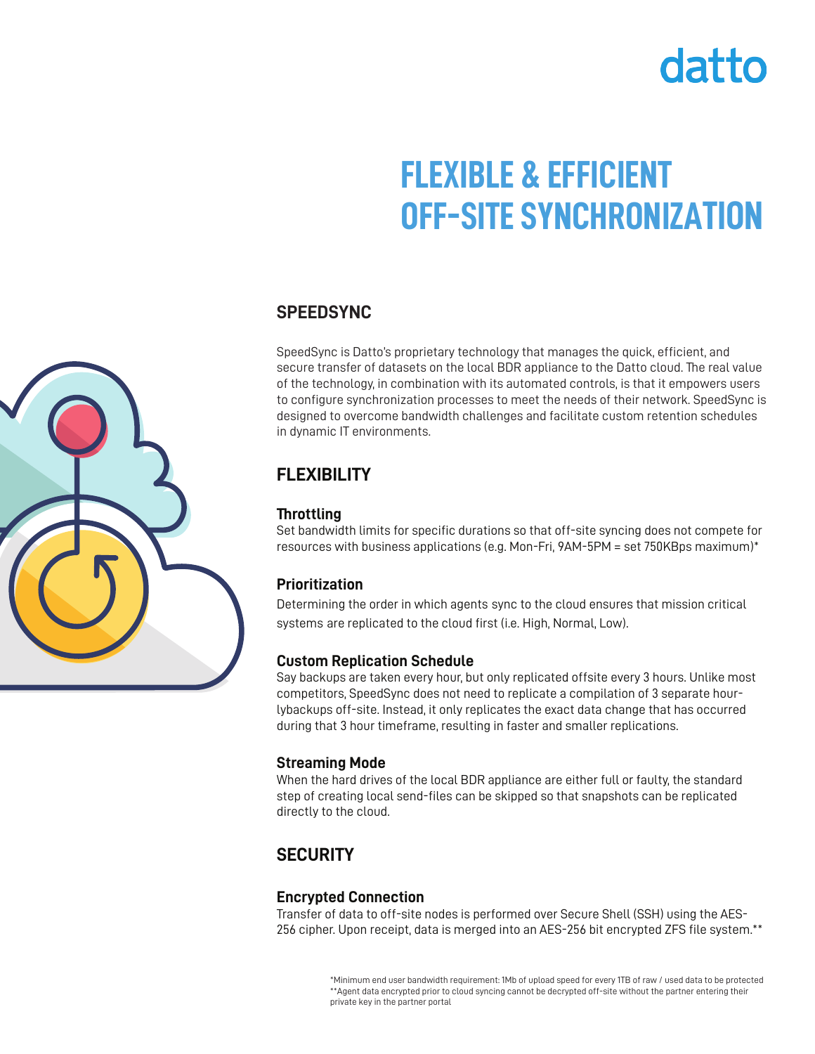datto

# FLEXIBLE & EFFICIENT OFF-SITE SYNCHRONIZATION

## SPEEDSYNC

SpeedSync is Datto's proprietary technology that manages the quick, efficient, and secure transfer of datasets on the local BDR appliance to the Datto cloud. The real value of the technology, in combination with its automated controls, is that it empowers users to configure synchronization processes to meet the needs of their network. SpeedSync is designed to overcome bandwidth challenges and facilitate custom retention schedules in dynamic IT environments.

## FLEXIBILITY

### Throttling

Set bandwidth limits for specific durations so that off-site syncing does not compete for resources with business applications (e.g. Mon-Fri, 9AM-5PM = set 750KBps maximum)*

### Prioritization

Determining the order in which agents sync to the cloud ensures that mission critical systems are replicated to the cloud first (i.e. High, Normal, Low).

### Custom Replication Schedule

Say backups are taken every hour, but only replicated offsite every 3 hours. Unlike most competitors, SpeedSync does not need to replicate a compilation of 3 separate hourlybackups off-site. Instead, it only replicates the exact data change that has occurred during that 3 hour timeframe, resulting in faster and smaller replications.

### Streaming Mode

When the hard drives of the local BDR appliance are either full or faulty, the standard step of creating local send-files can be skipped so that snapshots can be replicated directly to the cloud.

## SECURITY

### Encrypted Connection

Transfer of data to off-site nodes is performed over Secure Shell (SSH) using the AES-256 cipher. Upon receipt, data is merged into an AES-256 bit encrypted ZFS file system.**

*Minimum end user bandwidth requirement: 1Mb of upload speed for every 1TB of raw / used data to be protected
**Agent data encrypted prior to cloud syncing cannot be decrypted off-site without the partner entering their private key in the partner portal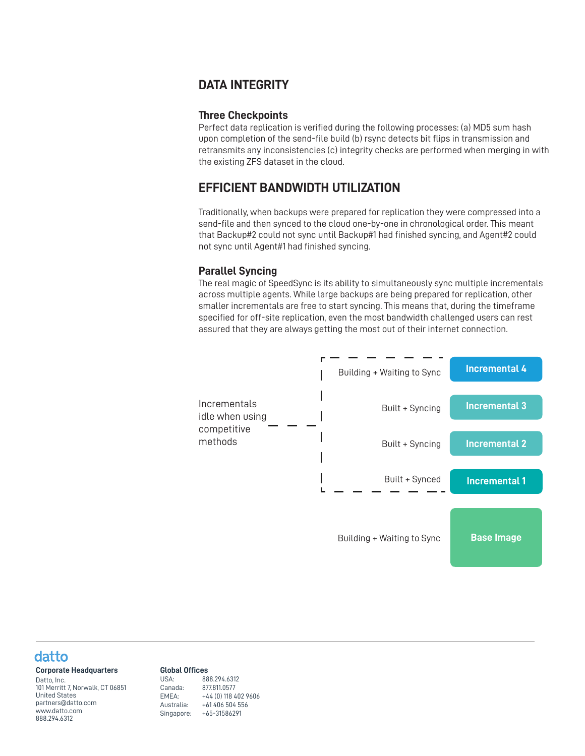## DATA INTEGRITY

### Three Checkpoints

Perfect data replication is verified during the following processes: (a) MD5 sum hash upon completion of the send-file build (b) rsync detects bit flips in transmission and retransmits any inconsistencies (c) integrity checks are performed when merging in with the existing ZFS dataset in the cloud.

## EFFICIENT BANDWIDTH UTILIZATION

Traditionally, when backups were prepared for replication they were compressed into a send-file and then synced to the cloud one-by-one in chronological order. This meant that Backup#2 could not sync until Backup#1 had finished syncing, and Agent#2 could not sync until Agent#1 had finished syncing.

### Parallel Syncing

The real magic of SpeedSync is its ability to simultaneously sync multiple incrementals across multiple agents. While large backups are being prepared for replication, other smaller incrementals are free to start syncing. This means that, during the timeframe specified for off-site replication, even the most bandwidth challenged users can rest assured that they are always getting the most out of their internet connection.

Incrementals idle when using competitive methods

Building + Waiting to Sync
Incremental 4

Built + Syncing
Incremental 3

Built + Syncing
Incremental 2

Built + Synced
Incremental 1

Building + Waiting to Sync
Base Image

datto

**Corporate Headquarters**
Datto, Inc.
101 Merritt 7, Norwalk, CT 06851
United States
partners@datto.com
www.datto.com
888.294.6312

**Global Offices**

| | |
|---|---|
| USA: | 888.294.6312 |
| Canada: | 877.811.0577 |
| EMEA: | +44 (0) 118 402 9606 |
| Australia: | +61 406 504 556 |
| Singapore: | +65-31586291 |